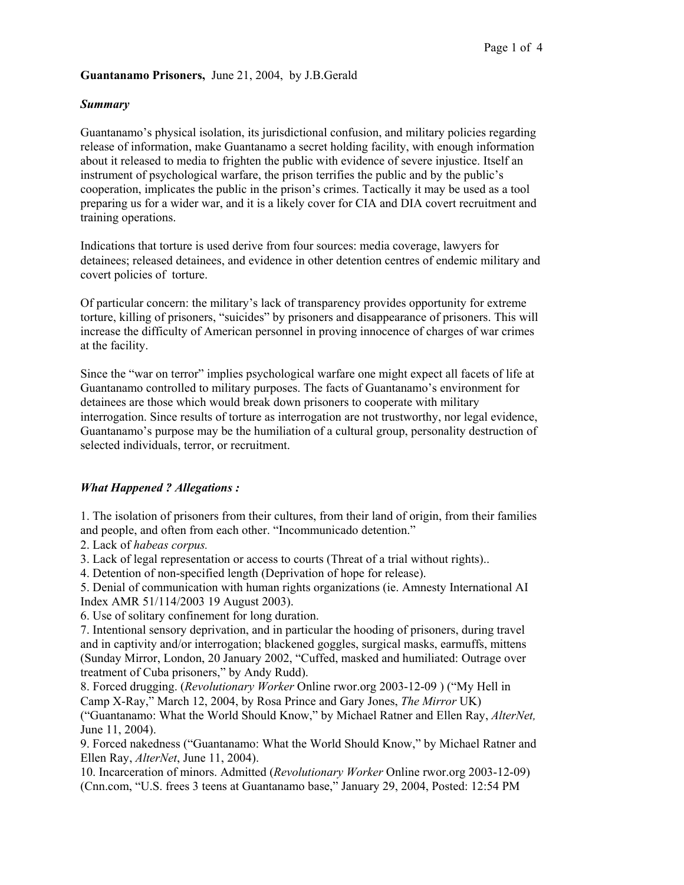**Guantanamo Prisoners,** June 21, 2004, by J.B.Gerald

***Summary***

Guantanamo's physical isolation, its jurisdictional confusion, and military policies regarding release of information, make Guantanamo a secret holding facility, with enough information about it released to media to frighten the public with evidence of severe injustice. Itself an instrument of psychological warfare, the prison terrifies the public and by the public's cooperation, implicates the public in the prison's crimes. Tactically it may be used as a tool preparing us for a wider war, and it is a likely cover for CIA and DIA covert recruitment and training operations.

Indications that torture is used derive from four sources: media coverage, lawyers for detainees; released detainees, and evidence in other detention centres of endemic military and covert policies of torture.

Of particular concern: the military's lack of transparency provides opportunity for extreme torture, killing of prisoners, "suicides" by prisoners and disappearance of prisoners. This will increase the difficulty of American personnel in proving innocence of charges of war crimes at the facility.

Since the "war on terror" implies psychological warfare one might expect all facets of life at Guantanamo controlled to military purposes. The facts of Guantanamo's environment for detainees are those which would break down prisoners to cooperate with military interrogation. Since results of torture as interrogation are not trustworthy, nor legal evidence, Guantanamo's purpose may be the humiliation of a cultural group, personality destruction of selected individuals, terror, or recruitment.

***What Happened ? Allegations :***

1. The isolation of prisoners from their cultures, from their land of origin, from their families and people, and often from each other. "Incommunicado detention."
2. Lack of *habeas corpus.*
3. Lack of legal representation or access to courts (Threat of a trial without rights)..
4. Detention of non-specified length (Deprivation of hope for release).
5. Denial of communication with human rights organizations (ie. Amnesty International AI Index AMR 51/114/2003 19 August 2003).
6. Use of solitary confinement for long duration.
7. Intentional sensory deprivation, and in particular the hooding of prisoners, during travel and in captivity and/or interrogation; blackened goggles, surgical masks, earmuffs, mittens (Sunday Mirror, London, 20 January 2002, "Cuffed, masked and humiliated: Outrage over treatment of Cuba prisoners," by Andy Rudd).
8. Forced drugging. (*Revolutionary Worker* Online rwor.org 2003-12-09 ) ("My Hell in Camp X-Ray," March 12, 2004, by Rosa Prince and Gary Jones, *The Mirror* UK) ("Guantanamo: What the World Should Know," by Michael Ratner and Ellen Ray, *AlterNet,* June 11, 2004).
9. Forced nakedness ("Guantanamo: What the World Should Know," by Michael Ratner and Ellen Ray, *AlterNet*, June 11, 2004).
10. Incarceration of minors. Admitted (*Revolutionary Worker* Online rwor.org 2003-12-09) (Cnn.com, "U.S. frees 3 teens at Guantanamo base," January 29, 2004, Posted: 12:54 PM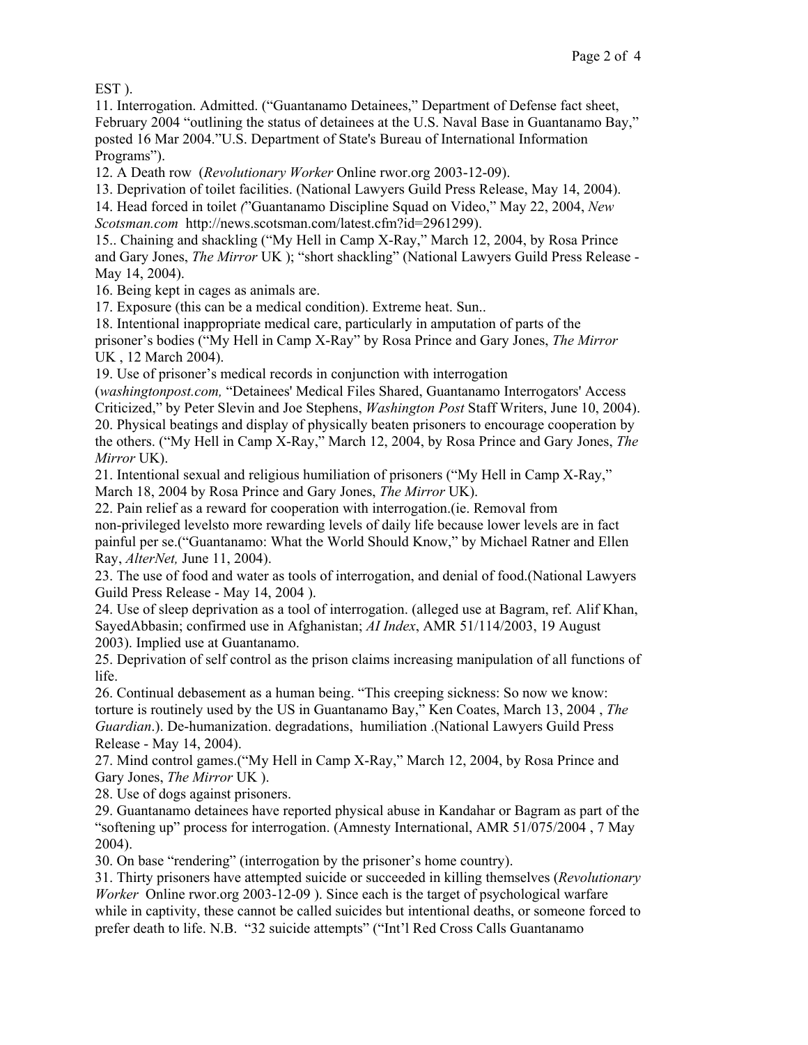EST ).

11. Interrogation. Admitted. ("Guantanamo Detainees," Department of Defense fact sheet, February 2004 "outlining the status of detainees at the U.S. Naval Base in Guantanamo Bay," posted 16 Mar 2004."U.S. Department of State's Bureau of International Information Programs").

12. A Death row (*Revolutionary Worker* Online rwor.org 2003-12-09).

13. Deprivation of toilet facilities. (National Lawyers Guild Press Release, May 14, 2004).

14. Head forced in toilet *(*"Guantanamo Discipline Squad on Video," May 22, 2004, *New Scotsman.com* http://news.scotsman.com/latest.cfm?id=2961299).

15.. Chaining and shackling ("My Hell in Camp X-Ray," March 12, 2004, by Rosa Prince and Gary Jones, *The Mirror* UK ); "short shackling" (National Lawyers Guild Press Release - May 14, 2004).

16. Being kept in cages as animals are.

17. Exposure (this can be a medical condition). Extreme heat. Sun..

18. Intentional inappropriate medical care, particularly in amputation of parts of the prisoner's bodies ("My Hell in Camp X-Ray" by Rosa Prince and Gary Jones, *The Mirror* UK , 12 March 2004).

19. Use of prisoner's medical records in conjunction with interrogation (*washingtonpost.com,* "Detainees' Medical Files Shared, Guantanamo Interrogators' Access Criticized," by Peter Slevin and Joe Stephens, *Washington Post* Staff Writers, June 10, 2004).

20. Physical beatings and display of physically beaten prisoners to encourage cooperation by the others. ("My Hell in Camp X-Ray," March 12, 2004, by Rosa Prince and Gary Jones, *The Mirror* UK).

21. Intentional sexual and religious humiliation of prisoners ("My Hell in Camp X-Ray," March 18, 2004 by Rosa Prince and Gary Jones, *The Mirror* UK).

22. Pain relief as a reward for cooperation with interrogation.(ie. Removal from non-privileged levelsto more rewarding levels of daily life because lower levels are in fact painful per se.("Guantanamo: What the World Should Know," by Michael Ratner and Ellen Ray, *AlterNet,* June 11, 2004).

23. The use of food and water as tools of interrogation, and denial of food.(National Lawyers Guild Press Release - May 14, 2004 ).

24. Use of sleep deprivation as a tool of interrogation. (alleged use at Bagram, ref. Alif Khan, SayedAbbasin; confirmed use in Afghanistan; *AI Index*, AMR 51/114/2003, 19 August 2003). Implied use at Guantanamo.

25. Deprivation of self control as the prison claims increasing manipulation of all functions of life.

26. Continual debasement as a human being. "This creeping sickness: So now we know: torture is routinely used by the US in Guantanamo Bay," Ken Coates, March 13, 2004 , *The Guardian*.). De-humanization. degradations, humiliation .(National Lawyers Guild Press Release - May 14, 2004).

27. Mind control games.("My Hell in Camp X-Ray," March 12, 2004, by Rosa Prince and Gary Jones, *The Mirror* UK ).

28. Use of dogs against prisoners.

29. Guantanamo detainees have reported physical abuse in Kandahar or Bagram as part of the "softening up" process for interrogation. (Amnesty International, AMR 51/075/2004 , 7 May 2004).

30. On base "rendering" (interrogation by the prisoner's home country).

31. Thirty prisoners have attempted suicide or succeeded in killing themselves (*Revolutionary Worker* Online rwor.org 2003-12-09 ). Since each is the target of psychological warfare while in captivity, these cannot be called suicides but intentional deaths, or someone forced to prefer death to life. N.B. "32 suicide attempts" ("Int'l Red Cross Calls Guantanamo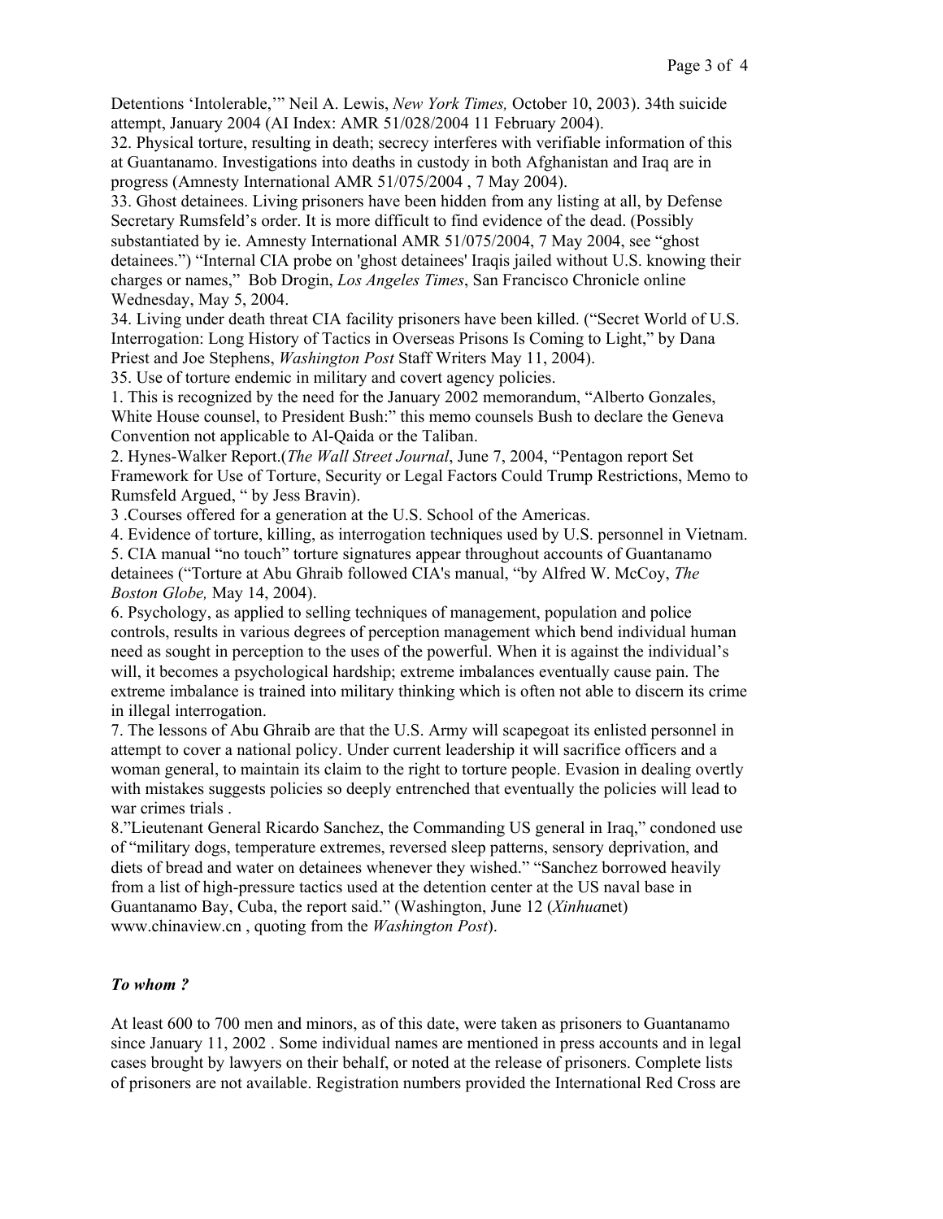Detentions 'Intolerable,'" Neil A. Lewis, *New York Times,* October 10, 2003). 34th suicide attempt, January 2004 (AI Index: AMR 51/028/2004 11 February 2004).

32. Physical torture, resulting in death; secrecy interferes with verifiable information of this at Guantanamo. Investigations into deaths in custody in both Afghanistan and Iraq are in progress (Amnesty International AMR 51/075/2004 , 7 May 2004).

33. Ghost detainees. Living prisoners have been hidden from any listing at all, by Defense Secretary Rumsfeld's order. It is more difficult to find evidence of the dead. (Possibly substantiated by ie. Amnesty International AMR 51/075/2004, 7 May 2004, see "ghost detainees.") "Internal CIA probe on 'ghost detainees' Iraqis jailed without U.S. knowing their charges or names," Bob Drogin, *Los Angeles Times*, San Francisco Chronicle online Wednesday, May 5, 2004.

34. Living under death threat CIA facility prisoners have been killed. ("Secret World of U.S. Interrogation: Long History of Tactics in Overseas Prisons Is Coming to Light," by Dana Priest and Joe Stephens, *Washington Post* Staff Writers May 11, 2004).

35. Use of torture endemic in military and covert agency policies.

1. This is recognized by the need for the January 2002 memorandum, "Alberto Gonzales, White House counsel, to President Bush:" this memo counsels Bush to declare the Geneva Convention not applicable to Al-Qaida or the Taliban.

2. Hynes-Walker Report.(*The Wall Street Journal*, June 7, 2004, "Pentagon report Set Framework for Use of Torture, Security or Legal Factors Could Trump Restrictions, Memo to Rumsfeld Argued, " by Jess Bravin).

3 .Courses offered for a generation at the U.S. School of the Americas.

4. Evidence of torture, killing, as interrogation techniques used by U.S. personnel in Vietnam.

5. CIA manual "no touch" torture signatures appear throughout accounts of Guantanamo detainees ("Torture at Abu Ghraib followed CIA's manual, "by Alfred W. McCoy, *The Boston Globe,* May 14, 2004).

6. Psychology, as applied to selling techniques of management, population and police controls, results in various degrees of perception management which bend individual human need as sought in perception to the uses of the powerful. When it is against the individual's will, it becomes a psychological hardship; extreme imbalances eventually cause pain. The extreme imbalance is trained into military thinking which is often not able to discern its crime in illegal interrogation.

7. The lessons of Abu Ghraib are that the U.S. Army will scapegoat its enlisted personnel in attempt to cover a national policy. Under current leadership it will sacrifice officers and a woman general, to maintain its claim to the right to torture people. Evasion in dealing overtly with mistakes suggests policies so deeply entrenched that eventually the policies will lead to war crimes trials .

8."Lieutenant General Ricardo Sanchez, the Commanding US general in Iraq," condoned use of "military dogs, temperature extremes, reversed sleep patterns, sensory deprivation, and diets of bread and water on detainees whenever they wished." "Sanchez borrowed heavily from a list of high-pressure tactics used at the detention center at the US naval base in Guantanamo Bay, Cuba, the report said." (Washington, June 12 (*Xinhua*net) www.chinaview.cn , quoting from the *Washington Post*).

### *To whom ?*

At least 600 to 700 men and minors, as of this date, were taken as prisoners to Guantanamo since January 11, 2002 . Some individual names are mentioned in press accounts and in legal cases brought by lawyers on their behalf, or noted at the release of prisoners. Complete lists of prisoners are not available. Registration numbers provided the International Red Cross are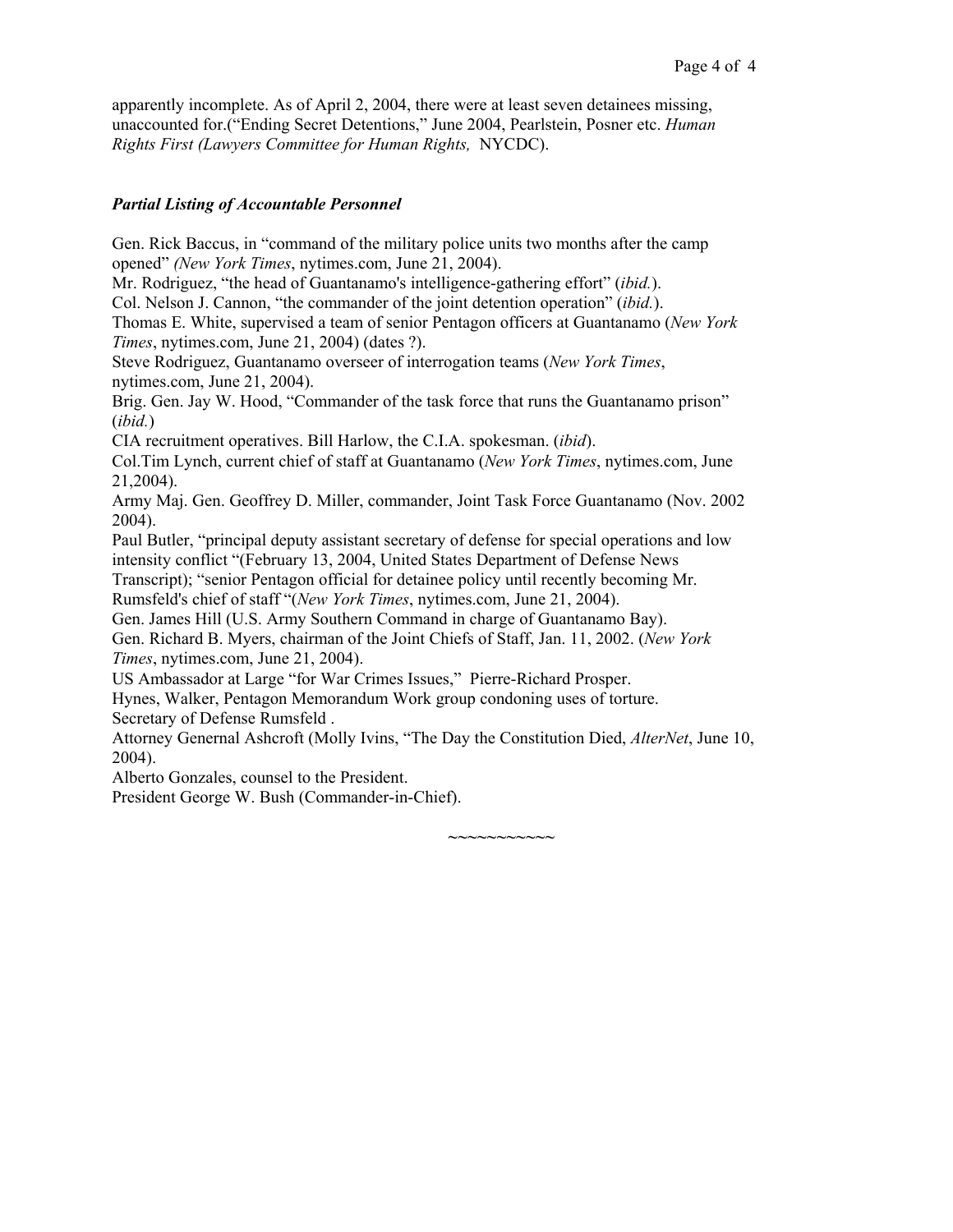apparently incomplete. As of April 2, 2004, there were at least seven detainees missing, unaccounted for.("Ending Secret Detentions," June 2004, Pearlstein, Posner etc. *Human Rights First (Lawyers Committee for Human Rights,* NYCDC).

### *Partial Listing of Accountable Personnel*

Gen. Rick Baccus, in "command of the military police units two months after the camp opened" *(New York Times*, nytimes.com, June 21, 2004).
Mr. Rodriguez, "the head of Guantanamo's intelligence-gathering effort" (*ibid.*).
Col. Nelson J. Cannon, "the commander of the joint detention operation" (*ibid.*).
Thomas E. White, supervised a team of senior Pentagon officers at Guantanamo (*New York Times*, nytimes.com, June 21, 2004) (dates ?).
Steve Rodriguez, Guantanamo overseer of interrogation teams (*New York Times*, nytimes.com, June 21, 2004).
Brig. Gen. Jay W. Hood, "Commander of the task force that runs the Guantanamo prison" (*ibid.*)
CIA recruitment operatives. Bill Harlow, the C.I.A. spokesman. (*ibid*).
Col.Tim Lynch, current chief of staff at Guantanamo (*New York Times*, nytimes.com, June 21,2004).
Army Maj. Gen. Geoffrey D. Miller, commander, Joint Task Force Guantanamo (Nov. 2002 2004).
Paul Butler, "principal deputy assistant secretary of defense for special operations and low intensity conflict "(February 13, 2004, United States Department of Defense News Transcript); "senior Pentagon official for detainee policy until recently becoming Mr. Rumsfeld's chief of staff "(*New York Times*, nytimes.com, June 21, 2004).
Gen. James Hill (U.S. Army Southern Command in charge of Guantanamo Bay).
Gen. Richard B. Myers, chairman of the Joint Chiefs of Staff, Jan. 11, 2002. (*New York Times*, nytimes.com, June 21, 2004).
US Ambassador at Large "for War Crimes Issues," Pierre-Richard Prosper.
Hynes, Walker, Pentagon Memorandum Work group condoning uses of torture.
Secretary of Defense Rumsfeld .
Attorney Genernal Ashcroft (Molly Ivins, "The Day the Constitution Died, *AlterNet*, June 10, 2004).
Alberto Gonzales, counsel to the President.
President George W. Bush (Commander-in-Chief).

~~~~~~~~~~~